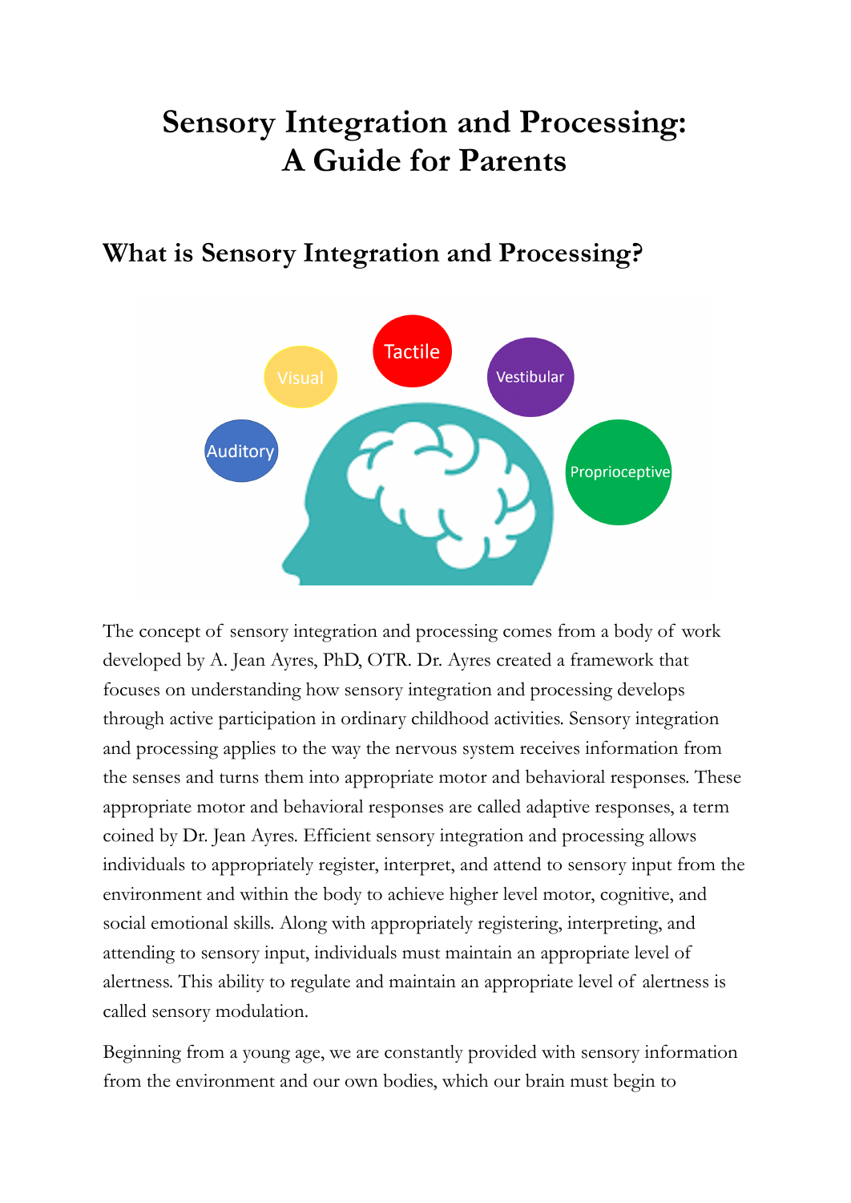# Sensory Integration and Processing: A Guide for Parents

## What is Sensory Integration and Processing?

The concept of sensory integration and processing comes from a body of work developed by A. Jean Ayres, PhD, OTR. Dr. Ayres created a framework that focuses on understanding how sensory integration and processing develops through active participation in ordinary childhood activities. Sensory integration and processing applies to the way the nervous system receives information from the senses and turns them into appropriate motor and behavioral responses. These appropriate motor and behavioral responses are called adaptive responses, a term coined by Dr. Jean Ayres. Efficient sensory integration and processing allows individuals to appropriately register, interpret, and attend to sensory input from the environment and within the body to achieve higher level motor, cognitive, and social emotional skills. Along with appropriately registering, interpreting, and attending to sensory input, individuals must maintain an appropriate level of alertness. This ability to regulate and maintain an appropriate level of alertness is called sensory modulation.

Beginning from a young age, we are constantly provided with sensory information from the environment and our own bodies, which our brain must begin to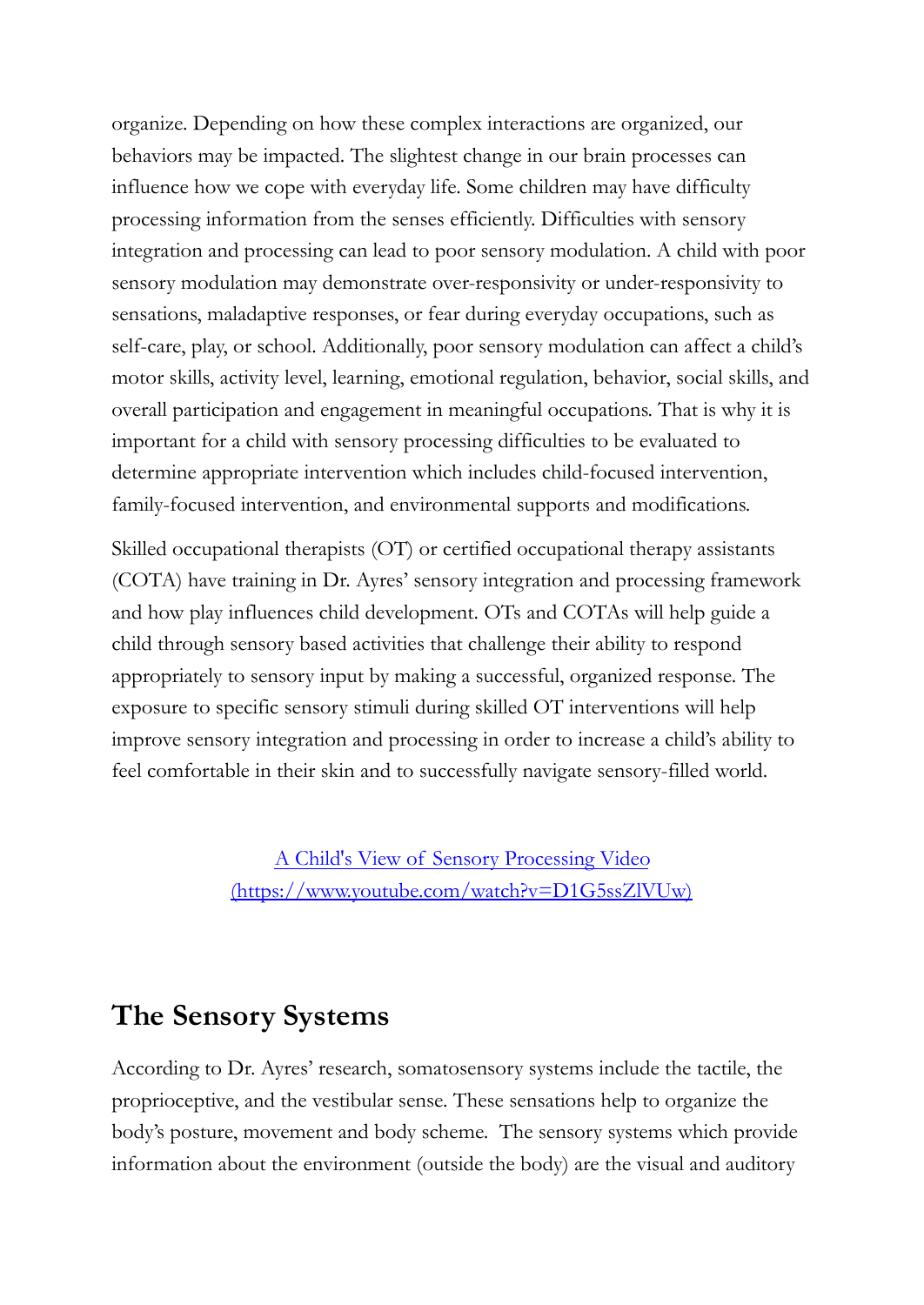organize. Depending on how these complex interactions are organized, our behaviors may be impacted. The slightest change in our brain processes can influence how we cope with everyday life. Some children may have difficulty processing information from the senses efficiently. Difficulties with sensory integration and processing can lead to poor sensory modulation. A child with poor sensory modulation may demonstrate over-responsivity or under-responsivity to sensations, maladaptive responses, or fear during everyday occupations, such as self-care, play, or school. Additionally, poor sensory modulation can affect a child's motor skills, activity level, learning, emotional regulation, behavior, social skills, and overall participation and engagement in meaningful occupations. That is why it is important for a child with sensory processing difficulties to be evaluated to determine appropriate intervention which includes child-focused intervention, family-focused intervention, and environmental supports and modifications.

Skilled occupational therapists (OT) or certified occupational therapy assistants (COTA) have training in Dr. Ayres' sensory integration and processing framework and how play influences child development. OTs and COTAs will help guide a child through sensory based activities that challenge their ability to respond appropriately to sensory input by making a successful, organized response. The exposure to specific sensory stimuli during skilled OT interventions will help improve sensory integration and processing in order to increase a child's ability to feel comfortable in their skin and to successfully navigate sensory-filled world.

[A Child's View of Sensory Processing Video (https://www.youtube.com/watch?v=D1G5ssZlVUw)](https://www.youtube.com/watch?v=D1G5ssZlVUw)

## The Sensory Systems

According to Dr. Ayres' research, somatosensory systems include the tactile, the proprioceptive, and the vestibular sense. These sensations help to organize the body's posture, movement and body scheme. The sensory systems which provide information about the environment (outside the body) are the visual and auditory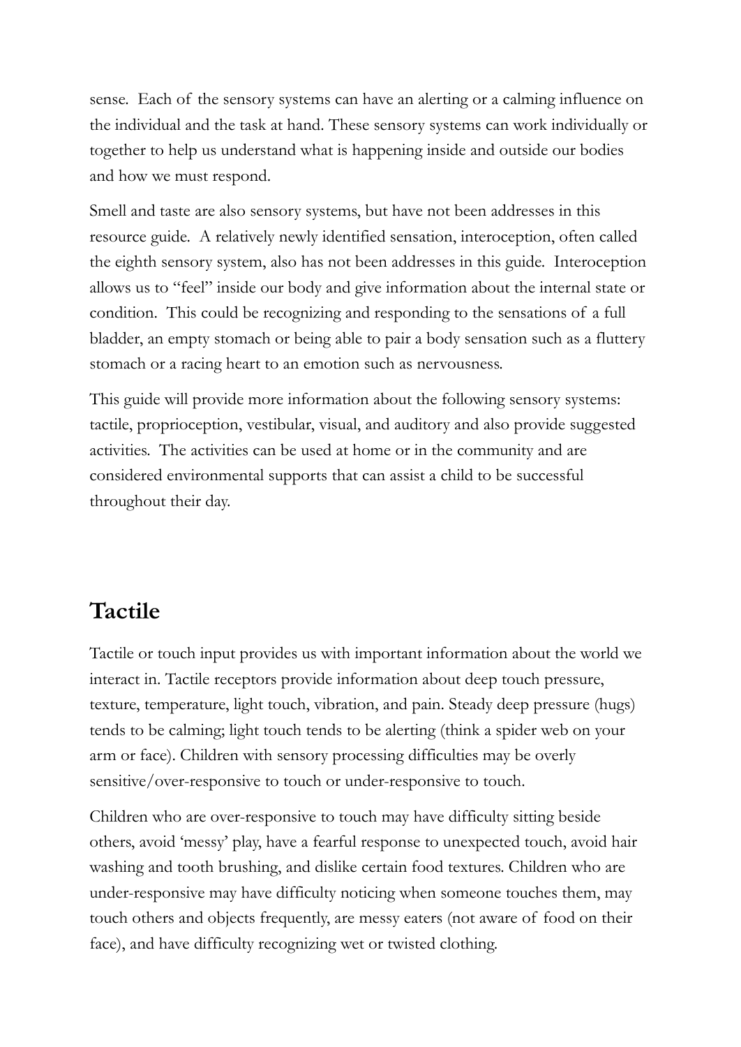sense. Each of the sensory systems can have an alerting or a calming influence on the individual and the task at hand. These sensory systems can work individually or together to help us understand what is happening inside and outside our bodies and how we must respond.

Smell and taste are also sensory systems, but have not been addresses in this resource guide. A relatively newly identified sensation, interoception, often called the eighth sensory system, also has not been addresses in this guide. Interoception allows us to "feel" inside our body and give information about the internal state or condition. This could be recognizing and responding to the sensations of a full bladder, an empty stomach or being able to pair a body sensation such as a fluttery stomach or a racing heart to an emotion such as nervousness.

This guide will provide more information about the following sensory systems: tactile, proprioception, vestibular, visual, and auditory and also provide suggested activities. The activities can be used at home or in the community and are considered environmental supports that can assist a child to be successful throughout their day.

## Tactile

Tactile or touch input provides us with important information about the world we interact in. Tactile receptors provide information about deep touch pressure, texture, temperature, light touch, vibration, and pain. Steady deep pressure (hugs) tends to be calming; light touch tends to be alerting (think a spider web on your arm or face). Children with sensory processing difficulties may be overly sensitive/over-responsive to touch or under-responsive to touch.

Children who are over-responsive to touch may have difficulty sitting beside others, avoid 'messy' play, have a fearful response to unexpected touch, avoid hair washing and tooth brushing, and dislike certain food textures. Children who are under-responsive may have difficulty noticing when someone touches them, may touch others and objects frequently, are messy eaters (not aware of food on their face), and have difficulty recognizing wet or twisted clothing.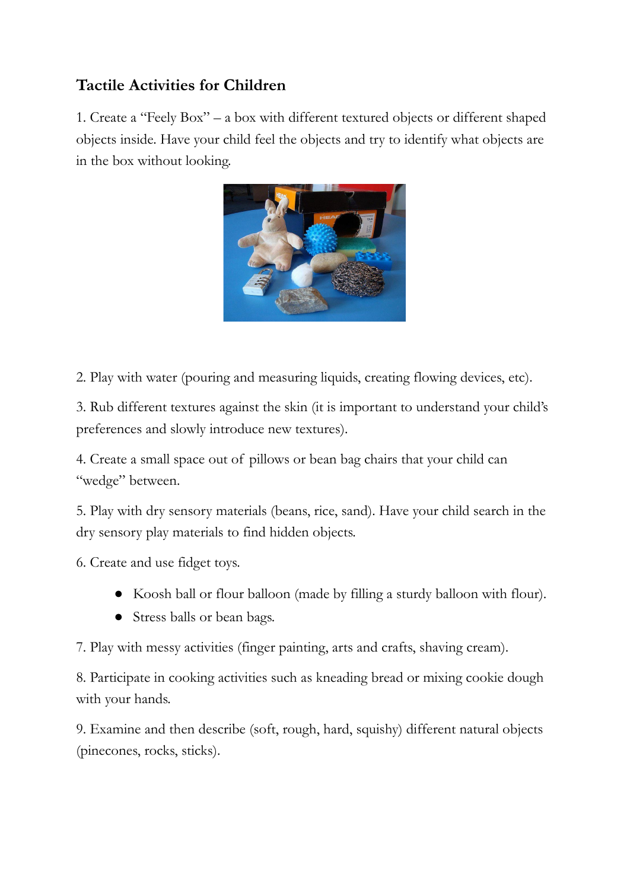## Tactile Activities for Children

1. Create a "Feely Box" – a box with different textured objects or different shaped objects inside. Have your child feel the objects and try to identify what objects are in the box without looking.

2. Play with water (pouring and measuring liquids, creating flowing devices, etc).

3. Rub different textures against the skin (it is important to understand your child's preferences and slowly introduce new textures).

4. Create a small space out of pillows or bean bag chairs that your child can "wedge" between.

5. Play with dry sensory materials (beans, rice, sand). Have your child search in the dry sensory play materials to find hidden objects.

6. Create and use fidget toys.

- Koosh ball or flour balloon (made by filling a sturdy balloon with flour).
- Stress balls or bean bags.

7. Play with messy activities (finger painting, arts and crafts, shaving cream).

8. Participate in cooking activities such as kneading bread or mixing cookie dough with your hands.

9. Examine and then describe (soft, rough, hard, squishy) different natural objects (pinecones, rocks, sticks).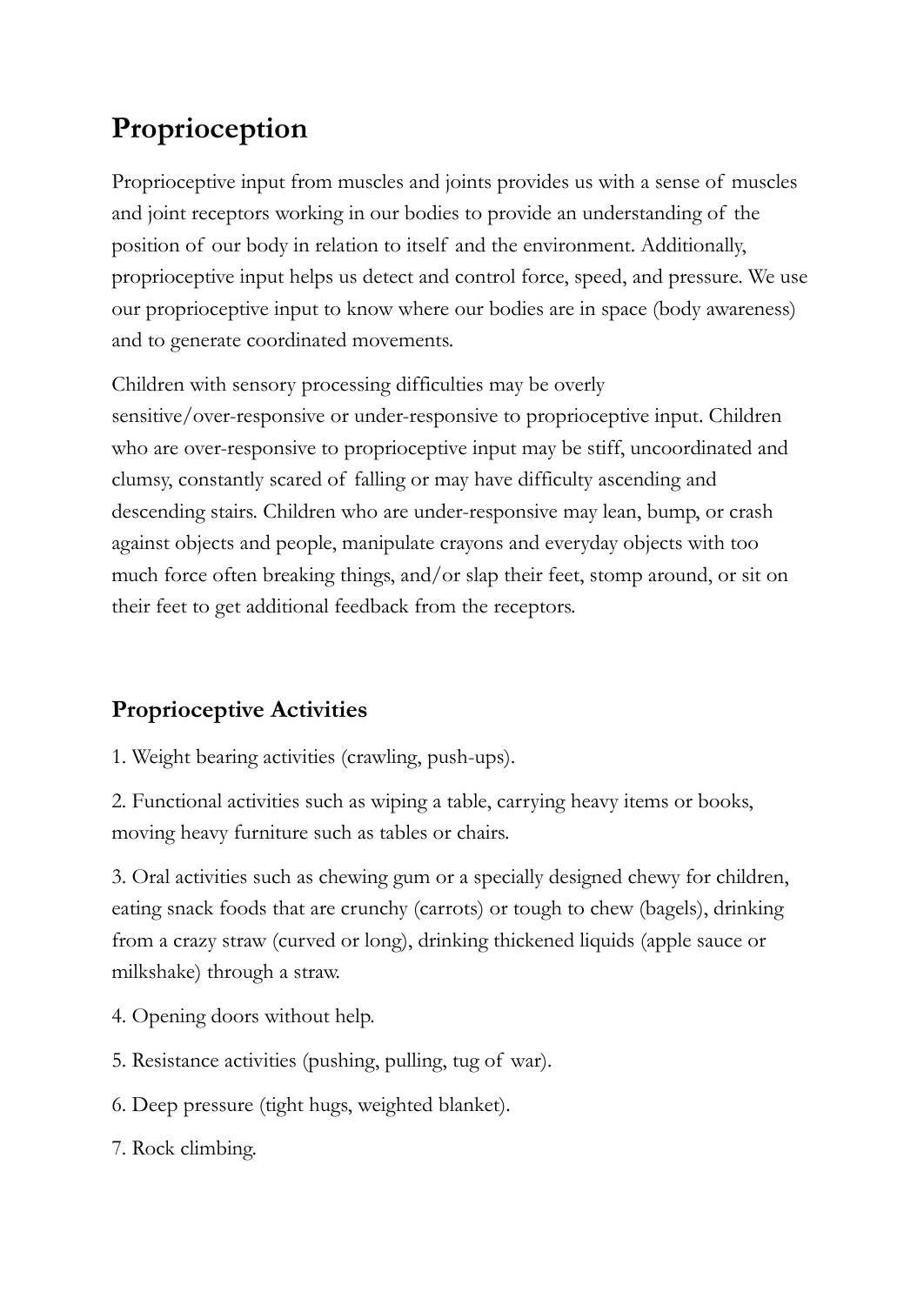# Proprioception

Proprioceptive input from muscles and joints provides us with a sense of muscles and joint receptors working in our bodies to provide an understanding of the position of our body in relation to itself and the environment. Additionally, proprioceptive input helps us detect and control force, speed, and pressure. We use our proprioceptive input to know where our bodies are in space (body awareness) and to generate coordinated movements.

Children with sensory processing difficulties may be overly sensitive/over-responsive or under-responsive to proprioceptive input. Children who are over-responsive to proprioceptive input may be stiff, uncoordinated and clumsy, constantly scared of falling or may have difficulty ascending and descending stairs. Children who are under-responsive may lean, bump, or crash against objects and people, manipulate crayons and everyday objects with too much force often breaking things, and/or slap their feet, stomp around, or sit on their feet to get additional feedback from the receptors.

## Proprioceptive Activities

1. Weight bearing activities (crawling, push-ups).

2. Functional activities such as wiping a table, carrying heavy items or books, moving heavy furniture such as tables or chairs.

3. Oral activities such as chewing gum or a specially designed chewy for children, eating snack foods that are crunchy (carrots) or tough to chew (bagels), drinking from a crazy straw (curved or long), drinking thickened liquids (apple sauce or milkshake) through a straw.

4. Opening doors without help.

5. Resistance activities (pushing, pulling, tug of war).

6. Deep pressure (tight hugs, weighted blanket).

7. Rock climbing.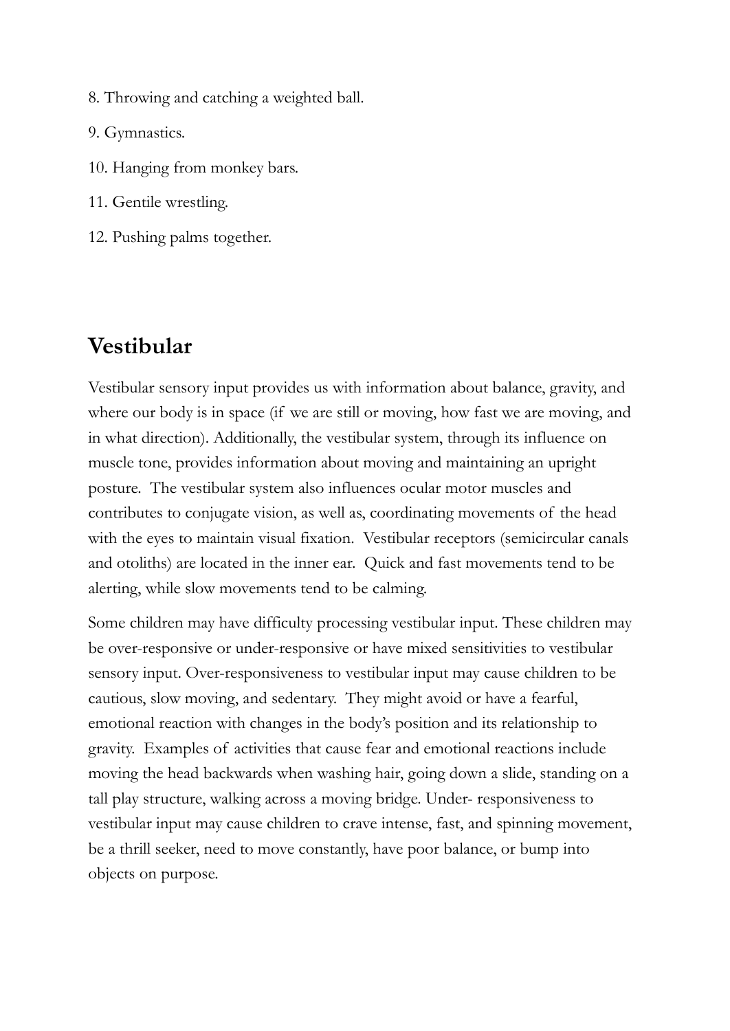8. Throwing and catching a weighted ball.

9. Gymnastics.

10. Hanging from monkey bars.

11. Gentile wrestling.

12. Pushing palms together.

## Vestibular

Vestibular sensory input provides us with information about balance, gravity, and where our body is in space (if we are still or moving, how fast we are moving, and in what direction). Additionally, the vestibular system, through its influence on muscle tone, provides information about moving and maintaining an upright posture. The vestibular system also influences ocular motor muscles and contributes to conjugate vision, as well as, coordinating movements of the head with the eyes to maintain visual fixation. Vestibular receptors (semicircular canals and otoliths) are located in the inner ear. Quick and fast movements tend to be alerting, while slow movements tend to be calming.

Some children may have difficulty processing vestibular input. These children may be over-responsive or under-responsive or have mixed sensitivities to vestibular sensory input. Over-responsiveness to vestibular input may cause children to be cautious, slow moving, and sedentary. They might avoid or have a fearful, emotional reaction with changes in the body's position and its relationship to gravity. Examples of activities that cause fear and emotional reactions include moving the head backwards when washing hair, going down a slide, standing on a tall play structure, walking across a moving bridge. Under- responsiveness to vestibular input may cause children to crave intense, fast, and spinning movement, be a thrill seeker, need to move constantly, have poor balance, or bump into objects on purpose.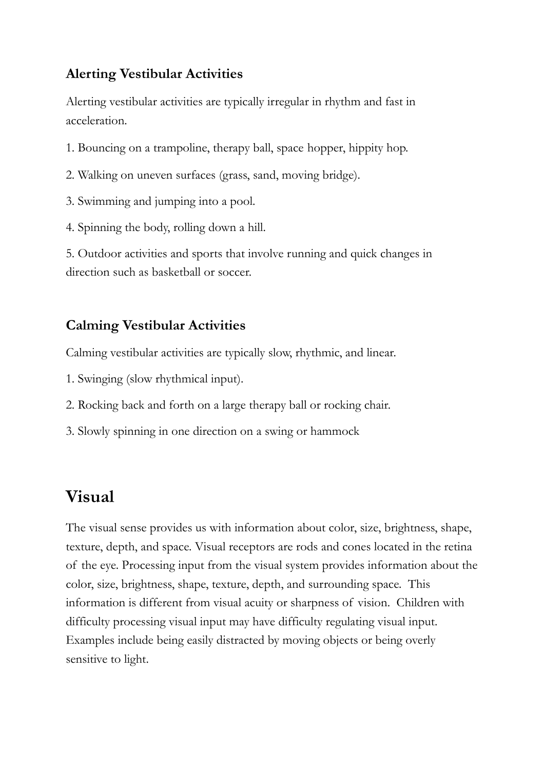### Alerting Vestibular Activities

Alerting vestibular activities are typically irregular in rhythm and fast in acceleration.

1. Bouncing on a trampoline, therapy ball, space hopper, hippity hop.
2. Walking on uneven surfaces (grass, sand, moving bridge).
3. Swimming and jumping into a pool.
4. Spinning the body, rolling down a hill.
5. Outdoor activities and sports that involve running and quick changes in direction such as basketball or soccer.

### Calming Vestibular Activities

Calming vestibular activities are typically slow, rhythmic, and linear.

1. Swinging (slow rhythmical input).
2. Rocking back and forth on a large therapy ball or rocking chair.
3. Slowly spinning in one direction on a swing or hammock

## Visual

The visual sense provides us with information about color, size, brightness, shape, texture, depth, and space. Visual receptors are rods and cones located in the retina of the eye. Processing input from the visual system provides information about the color, size, brightness, shape, texture, depth, and surrounding space. This information is different from visual acuity or sharpness of vision. Children with difficulty processing visual input may have difficulty regulating visual input. Examples include being easily distracted by moving objects or being overly sensitive to light.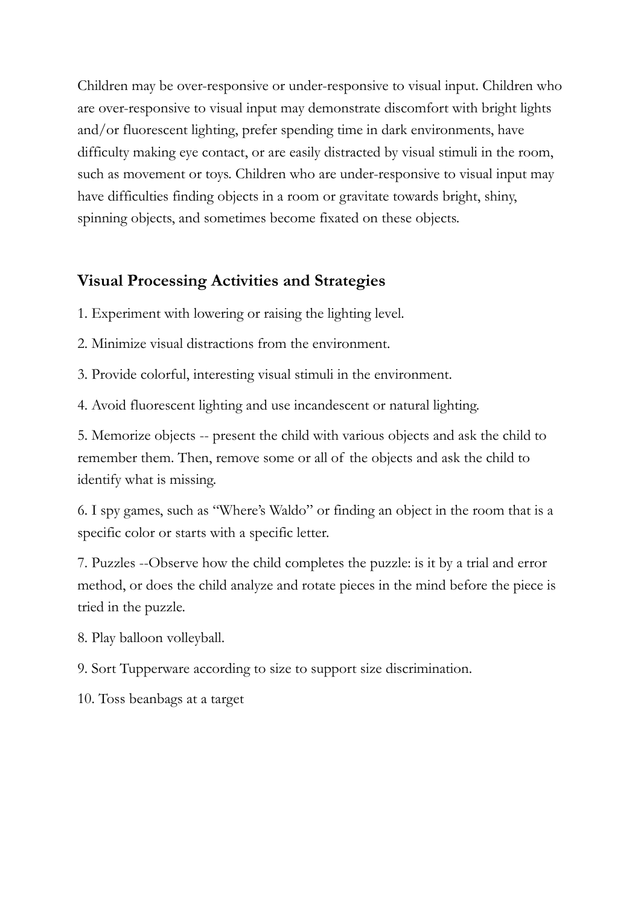Children may be over-responsive or under-responsive to visual input. Children who are over-responsive to visual input may demonstrate discomfort with bright lights and/or fluorescent lighting, prefer spending time in dark environments, have difficulty making eye contact, or are easily distracted by visual stimuli in the room, such as movement or toys. Children who are under-responsive to visual input may have difficulties finding objects in a room or gravitate towards bright, shiny, spinning objects, and sometimes become fixated on these objects.

## Visual Processing Activities and Strategies

1. Experiment with lowering or raising the lighting level.

2. Minimize visual distractions from the environment.

3. Provide colorful, interesting visual stimuli in the environment.

4. Avoid fluorescent lighting and use incandescent or natural lighting.

5. Memorize objects -- present the child with various objects and ask the child to remember them. Then, remove some or all of the objects and ask the child to identify what is missing.

6. I spy games, such as "Where's Waldo" or finding an object in the room that is a specific color or starts with a specific letter.

7. Puzzles --Observe how the child completes the puzzle: is it by a trial and error method, or does the child analyze and rotate pieces in the mind before the piece is tried in the puzzle.

8. Play balloon volleyball.

9. Sort Tupperware according to size to support size discrimination.

10. Toss beanbags at a target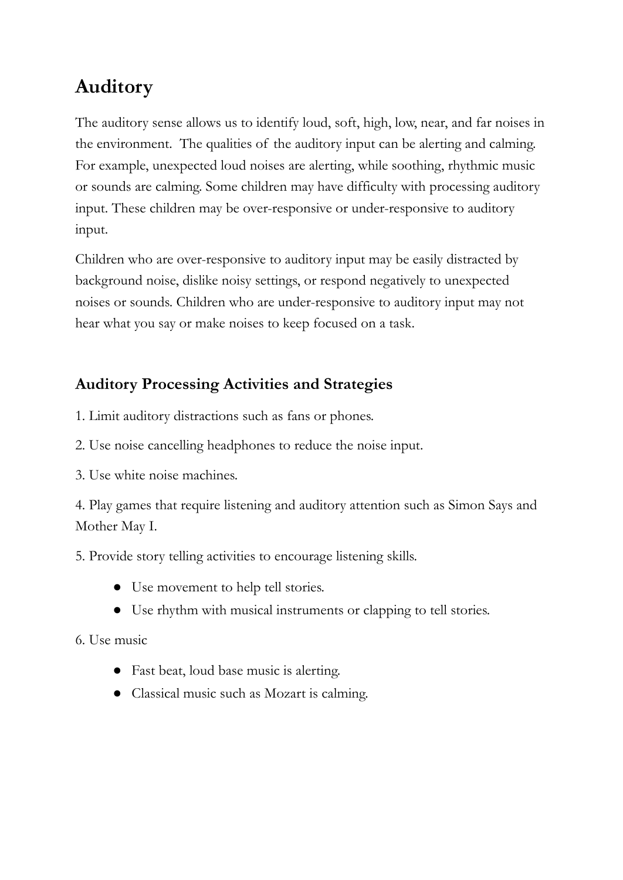# Auditory

The auditory sense allows us to identify loud, soft, high, low, near, and far noises in the environment. The qualities of the auditory input can be alerting and calming. For example, unexpected loud noises are alerting, while soothing, rhythmic music or sounds are calming. Some children may have difficulty with processing auditory input. These children may be over-responsive or under-responsive to auditory input.

Children who are over-responsive to auditory input may be easily distracted by background noise, dislike noisy settings, or respond negatively to unexpected noises or sounds. Children who are under-responsive to auditory input may not hear what you say or make noises to keep focused on a task.

## Auditory Processing Activities and Strategies

1. Limit auditory distractions such as fans or phones.

2. Use noise cancelling headphones to reduce the noise input.

3. Use white noise machines.

4. Play games that require listening and auditory attention such as Simon Says and Mother May I.

5. Provide story telling activities to encourage listening skills.

   - Use movement to help tell stories.
   - Use rhythm with musical instruments or clapping to tell stories.

6. Use music

   - Fast beat, loud base music is alerting.
   - Classical music such as Mozart is calming.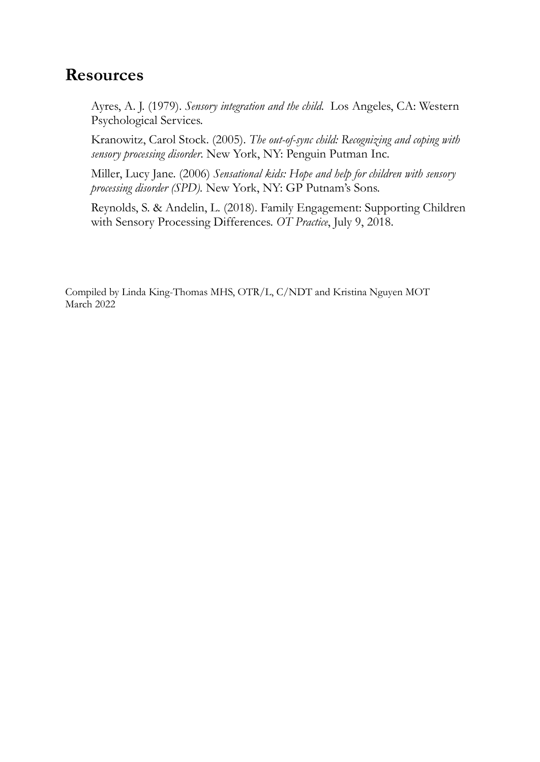## Resources

Ayres, A. J. (1979). *Sensory integration and the child.* Los Angeles, CA: Western Psychological Services.

Kranowitz, Carol Stock. (2005). *The out-of-sync child: Recognizing and coping with sensory processing disorder.* New York, NY: Penguin Putman Inc.

Miller, Lucy Jane. (2006) *Sensational kids: Hope and help for children with sensory processing disorder (SPD).* New York, NY: GP Putnam's Sons.

Reynolds, S. & Andelin, L. (2018). Family Engagement: Supporting Children with Sensory Processing Differences. *OT Practice*, July 9, 2018.

Compiled by Linda King-Thomas MHS, OTR/L, C/NDT and Kristina Nguyen MOT
March 2022